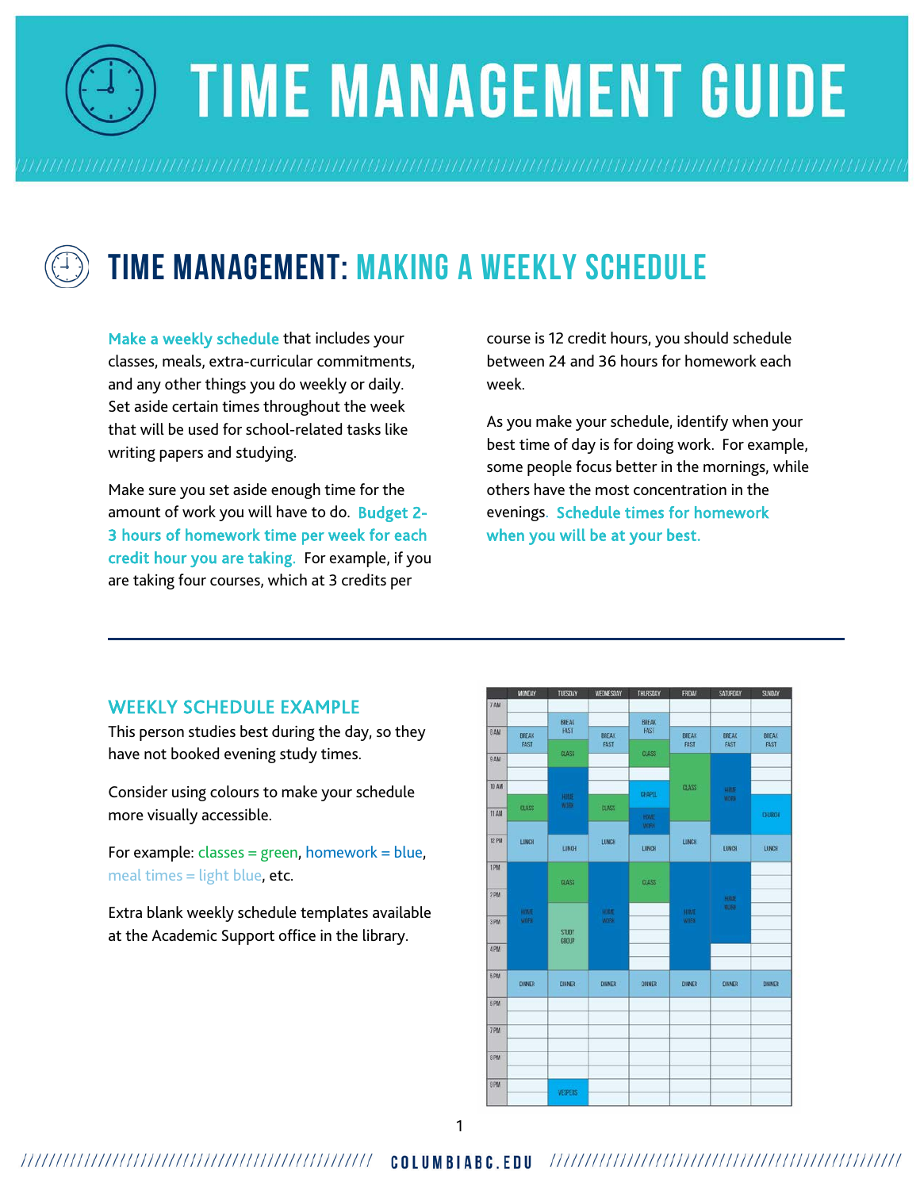# TIME MANAGEMENT GUIDE

## TIME MANAGEMENT: MAKING A WEEKLY SCHEDULE

**Make a weekly schedule** that includes your classes, meals, extra-curricular commitments, and any other things you do weekly or daily. Set aside certain times throughout the week that will be used for school-related tasks like writing papers and studying.

Make sure you set aside enough time for the amount of work you will have to do. **Budget 2-3 hours of homework time per week for each credit hour you are taking.** For example, if you are taking four courses, which at 3 credits per course is 12 credit hours, you should schedule between 24 and 36 hours for homework each week.

As you make your schedule, identify when your best time of day is for doing work. For example, some people focus better in the mornings, while others have the most concentration in the evenings. **Schedule times for homework when you will be at your best.**

---

### WEEKLY SCHEDULE EXAMPLE

This person studies best during the day, so they have not booked evening study times.

Consider using colours to make your schedule more visually accessible.

For example: classes = green, homework = blue, meal times = light blue, etc.

Extra blank weekly schedule templates available at the Academic Support office in the library.

| | MONDAY | TUESDAY | WEDNESDAY | THURSDAY | FRIDAY | SATURDAY | SUNDAY |
|---|---|---|---|---|---|---|---|
| 7 AM | | BREAKFAST | | BREAKFAST | | | |
| 8 AM | BREAKFAST | CLASS | BREAKFAST | CLASS | BREAKFAST | BREAKFAST | BREAKFAST |
| 9 AM | | HOMEWORK | | | CLASS | HOMEWORK | |
| 10 AM | CLASS | HOMEWORK | CLASS | CHAPEL | CLASS | HOMEWORK | CHURCH |
| 11 AM | LUNCH | HOMEWORK | LUNCH | HOMEWORK | LUNCH | HOMEWORK | CHURCH |
| 12 PM | LUNCH | LUNCH | LUNCH | LUNCH | LUNCH | LUNCH | LUNCH |
| 1 PM | HOMEWORK | CLASS | HOMEWORK | CLASS | HOMEWORK | HOMEWORK | |
| 2 PM | HOMEWORK | STUDY GROUP | HOMEWORK | | HOMEWORK | HOMEWORK | |
| 3 PM | HOMEWORK | STUDY GROUP | HOMEWORK | | HOMEWORK | HOMEWORK | |
| 4 PM | HOMEWORK | STUDY GROUP | HOMEWORK | | HOMEWORK | | |
| 5 PM | DINNER | DINNER | DINNER | DINNER | DINNER | DINNER | DINNER |
| 6 PM | | | | | | | |
| 7 PM | | | | | | | |
| 8 PM | | | | | | | |
| 9 PM | | VESPERS | | | | | |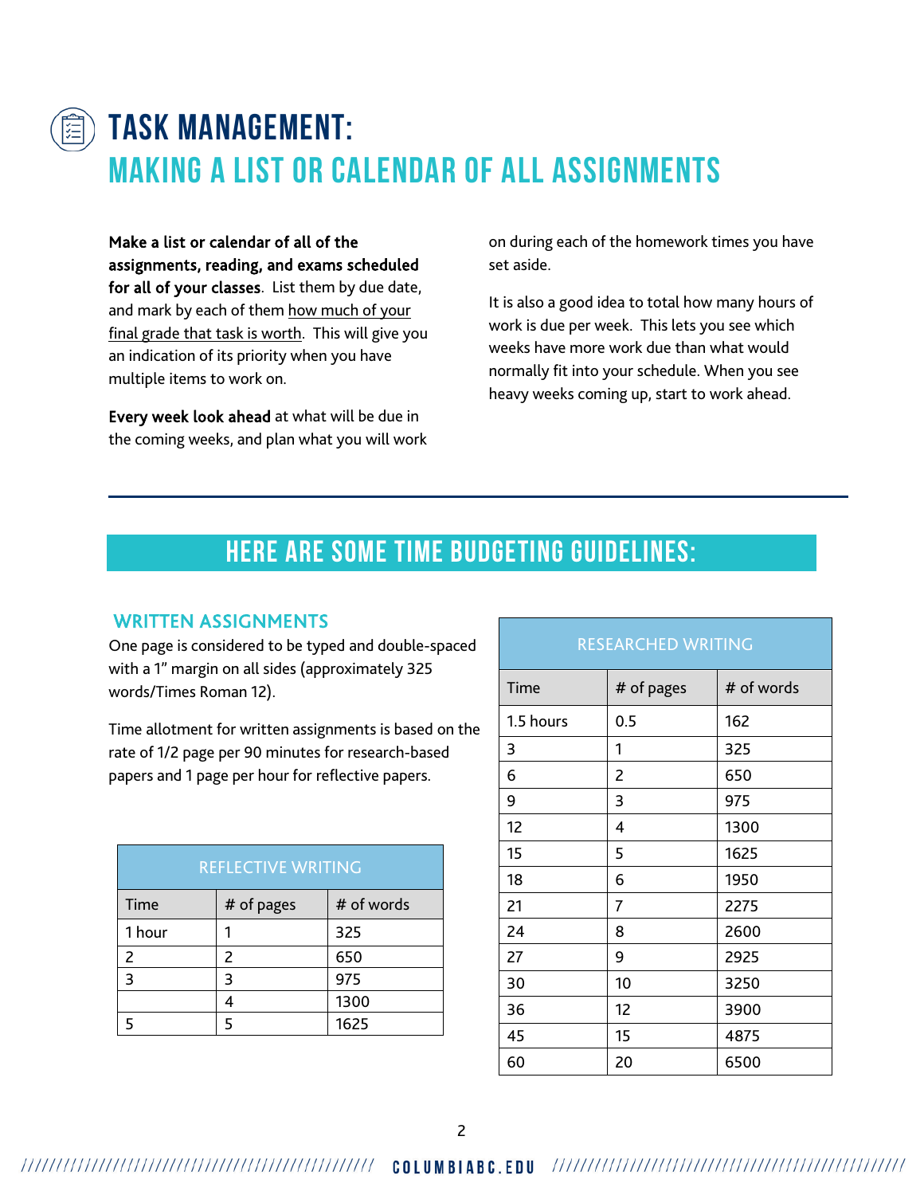# TASK MANAGEMENT:

## MAKING A LIST OR CALENDAR OF ALL ASSIGNMENTS

**Make a list or calendar of all of the assignments, reading, and exams scheduled for all of your classes**. List them by due date, and mark by each of them how much of your final grade that task is worth. This will give you an indication of its priority when you have multiple items to work on.

**Every week look ahead** at what will be due in the coming weeks, and plan what you will work on during each of the homework times you have set aside.

It is also a good idea to total how many hours of work is due per week. This lets you see which weeks have more work due than what would normally fit into your schedule. When you see heavy weeks coming up, start to work ahead.

## HERE ARE SOME TIME BUDGETING GUIDELINES:

### WRITTEN ASSIGNMENTS

One page is considered to be typed and double-spaced with a 1" margin on all sides (approximately 325 words/Times Roman 12).

Time allotment for written assignments is based on the rate of 1/2 page per 90 minutes for research-based papers and 1 page per hour for reflective papers.

| REFLECTIVE WRITING | | |
|---|---|---|
| Time | # of pages | # of words |
| 1 hour | 1 | 325 |
| 2 | 2 | 650 |
| 3 | 3 | 975 |
| | 4 | 1300 |
| 5 | 5 | 1625 |

| RESEARCHED WRITING | | |
|---|---|---|
| Time | # of pages | # of words |
| 1.5 hours | 0.5 | 162 |
| 3 | 1 | 325 |
| 6 | 2 | 650 |
| 9 | 3 | 975 |
| 12 | 4 | 1300 |
| 15 | 5 | 1625 |
| 18 | 6 | 1950 |
| 21 | 7 | 2275 |
| 24 | 8 | 2600 |
| 27 | 9 | 2925 |
| 30 | 10 | 3250 |
| 36 | 12 | 3900 |
| 45 | 15 | 4875 |
| 60 | 20 | 6500 |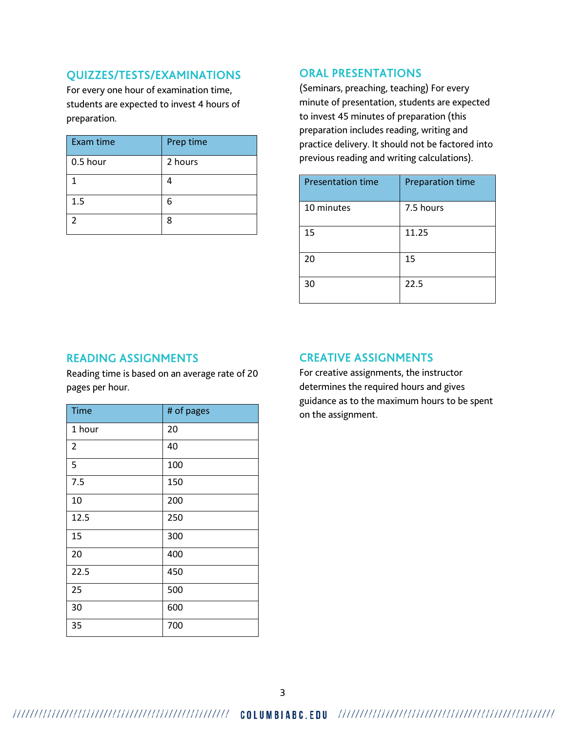## QUIZZES/TESTS/EXAMINATIONS

For every one hour of examination time, students are expected to invest 4 hours of preparation.

| Exam time | Prep time |
|---|---|
| 0.5 hour | 2 hours |
| 1 | 4 |
| 1.5 | 6 |
| 2 | 8 |

## ORAL PRESENTATIONS

(Seminars, preaching, teaching) For every minute of presentation, students are expected to invest 45 minutes of preparation (this preparation includes reading, writing and practice delivery. It should not be factored into previous reading and writing calculations).

| Presentation time | Preparation time |
|---|---|
| 10 minutes | 7.5 hours |
| 15 | 11.25 |
| 20 | 15 |
| 30 | 22.5 |

## READING ASSIGNMENTS

Reading time is based on an average rate of 20 pages per hour.

| Time | # of pages |
|---|---|
| 1 hour | 20 |
| 2 | 40 |
| 5 | 100 |
| 7.5 | 150 |
| 10 | 200 |
| 12.5 | 250 |
| 15 | 300 |
| 20 | 400 |
| 22.5 | 450 |
| 25 | 500 |
| 30 | 600 |
| 35 | 700 |

## CREATIVE ASSIGNMENTS

For creative assignments, the instructor determines the required hours and gives guidance as to the maximum hours to be spent on the assignment.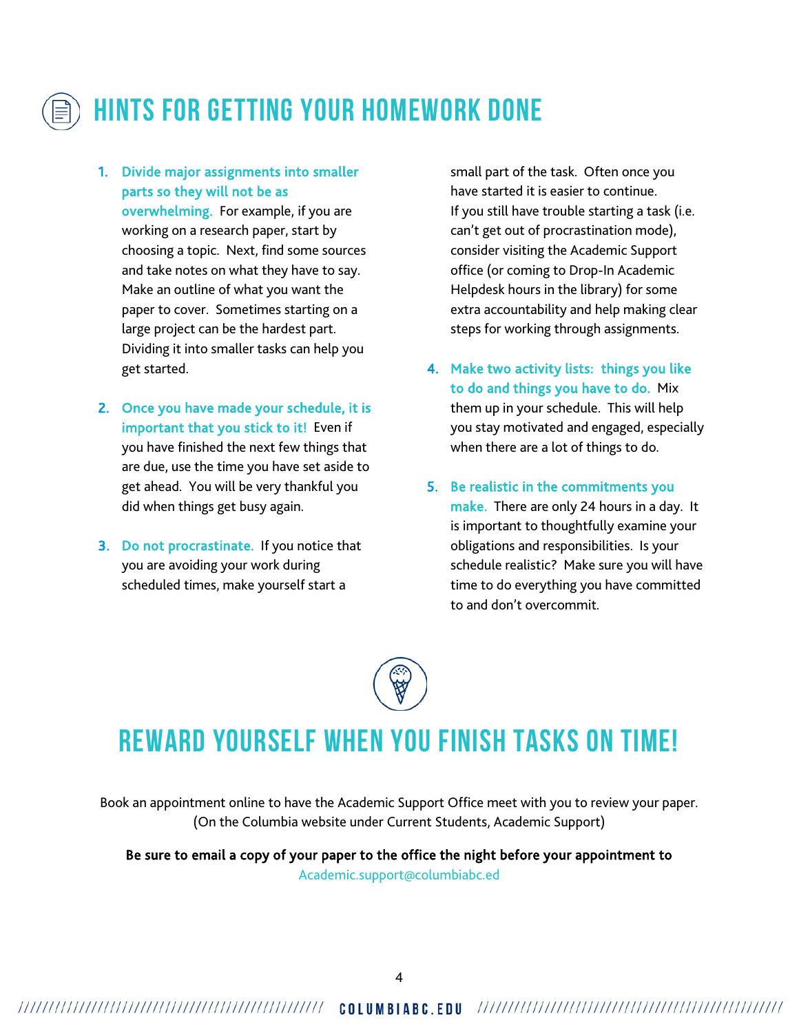# HINTS FOR GETTING YOUR HOMEWORK DONE

1. **Divide major assignments into smaller parts so they will not be as overwhelming.** For example, if you are working on a research paper, start by choosing a topic. Next, find some sources and take notes on what they have to say. Make an outline of what you want the paper to cover. Sometimes starting on a large project can be the hardest part. Dividing it into smaller tasks can help you get started.

2. **Once you have made your schedule, it is important that you stick to it!** Even if you have finished the next few things that are due, use the time you have set aside to get ahead. You will be very thankful you did when things get busy again.

3. **Do not procrastinate.** If you notice that you are avoiding your work during scheduled times, make yourself start a small part of the task. Often once you have started it is easier to continue. If you still have trouble starting a task (i.e. can't get out of procrastination mode), consider visiting the Academic Support office (or coming to Drop-In Academic Helpdesk hours in the library) for some extra accountability and help making clear steps for working through assignments.

4. **Make two activity lists: things you like to do and things you have to do.** Mix them up in your schedule. This will help you stay motivated and engaged, especially when there are a lot of things to do.

5. **Be realistic in the commitments you make.** There are only 24 hours in a day. It is important to thoughtfully examine your obligations and responsibilities. Is your schedule realistic? Make sure you will have time to do everything you have committed to and don't overcommit.

# REWARD YOURSELF WHEN YOU FINISH TASKS ON TIME!

Book an appointment online to have the Academic Support Office meet with you to review your paper. (On the Columbia website under Current Students, Academic Support)

**Be sure to email a copy of your paper to the office the night before your appointment to**
Academic.support@columbiabc.ed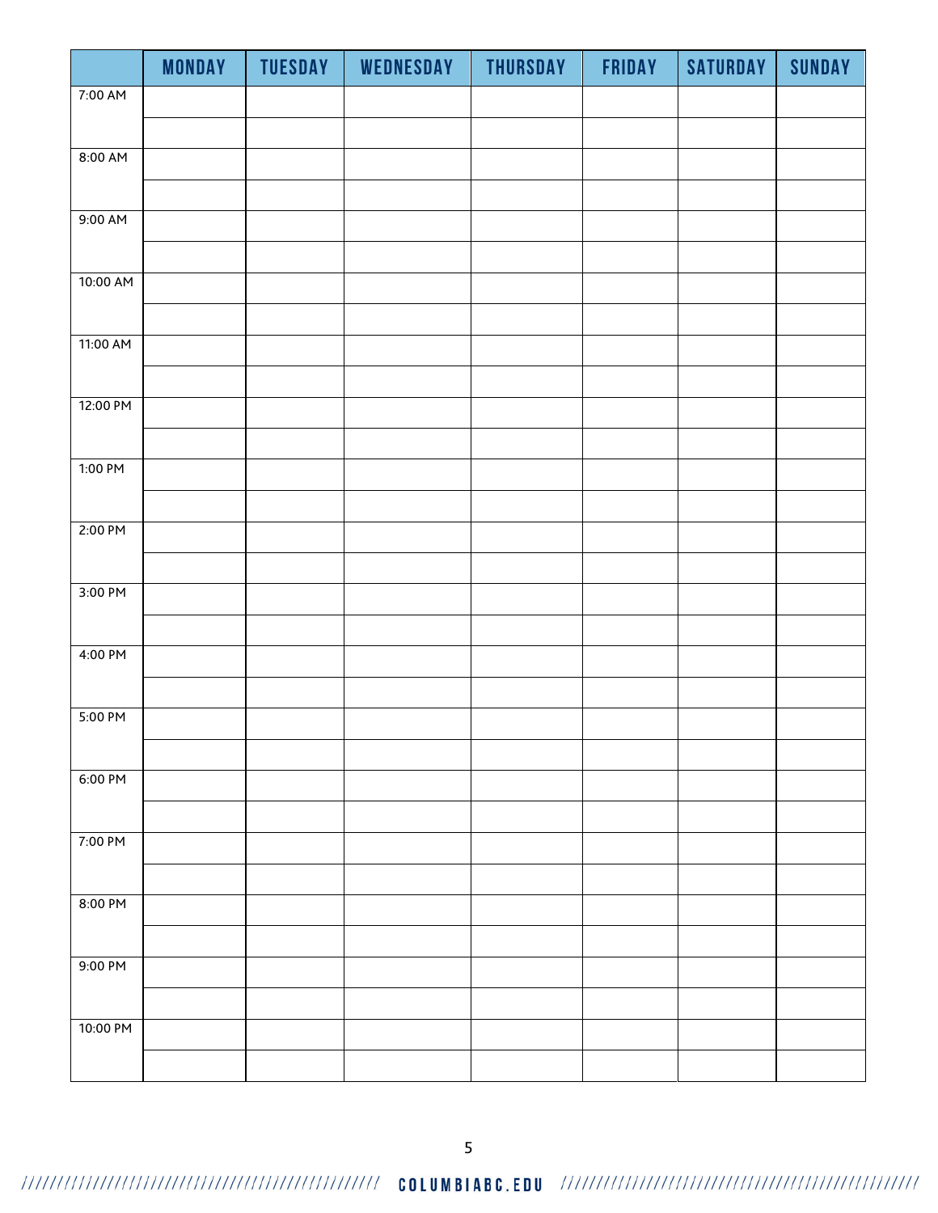| | MONDAY | TUESDAY | WEDNESDAY | THURSDAY | FRIDAY | SATURDAY | SUNDAY |
|---|---|---|---|---|---|---|---|
| 7:00 AM | | | | | | | |
| | | | | | | | |
| 8:00 AM | | | | | | | |
| | | | | | | | |
| 9:00 AM | | | | | | | |
| | | | | | | | |
| 10:00 AM | | | | | | | |
| | | | | | | | |
| 11:00 AM | | | | | | | |
| | | | | | | | |
| 12:00 PM | | | | | | | |
| | | | | | | | |
| 1:00 PM | | | | | | | |
| | | | | | | | |
| 2:00 PM | | | | | | | |
| | | | | | | | |
| 3:00 PM | | | | | | | |
| | | | | | | | |
| 4:00 PM | | | | | | | |
| | | | | | | | |
| 5:00 PM | | | | | | | |
| | | | | | | | |
| 6:00 PM | | | | | | | |
| | | | | | | | |
| 7:00 PM | | | | | | | |
| | | | | | | | |
| 8:00 PM | | | | | | | |
| | | | | | | | |
| 9:00 PM | | | | | | | |
| | | | | | | | |
| 10:00 PM | | | | | | | |
| | | | | | | | |